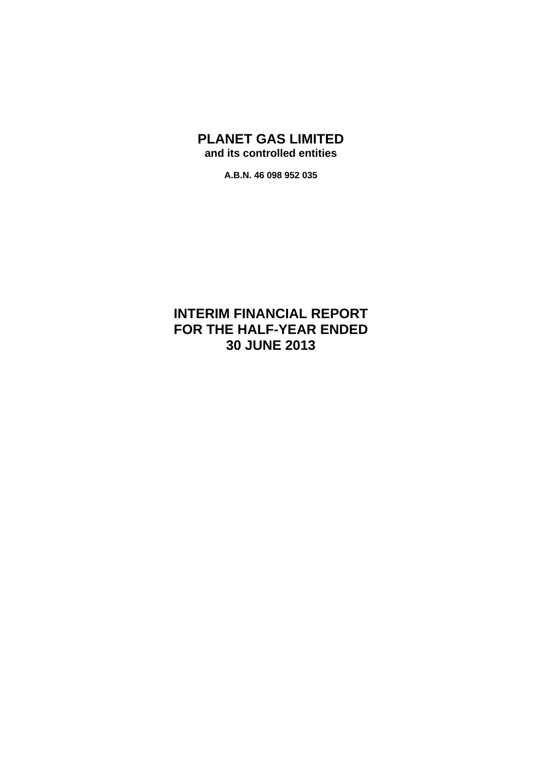# PLANET GAS LIMITED

**and its controlled entities**

**A.B.N. 46 098 952 035**

# INTERIM FINANCIAL REPORT FOR THE HALF-YEAR ENDED 30 JUNE 2013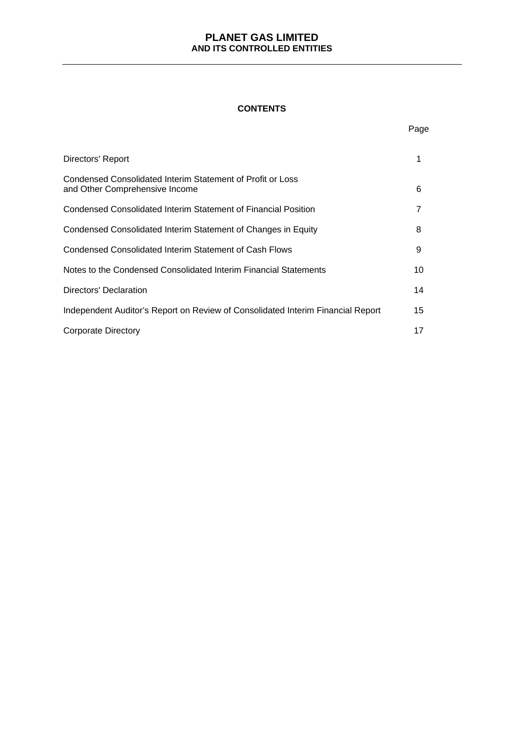# CONTENTS

| | Page |
|---|---|
| Directors' Report | 1 |
| Condensed Consolidated Interim Statement of Profit or Loss and Other Comprehensive Income | 6 |
| Condensed Consolidated Interim Statement of Financial Position | 7 |
| Condensed Consolidated Interim Statement of Changes in Equity | 8 |
| Condensed Consolidated Interim Statement of Cash Flows | 9 |
| Notes to the Condensed Consolidated Interim Financial Statements | 10 |
| Directors' Declaration | 14 |
| Independent Auditor's Report on Review of Consolidated Interim Financial Report | 15 |
| Corporate Directory | 17 |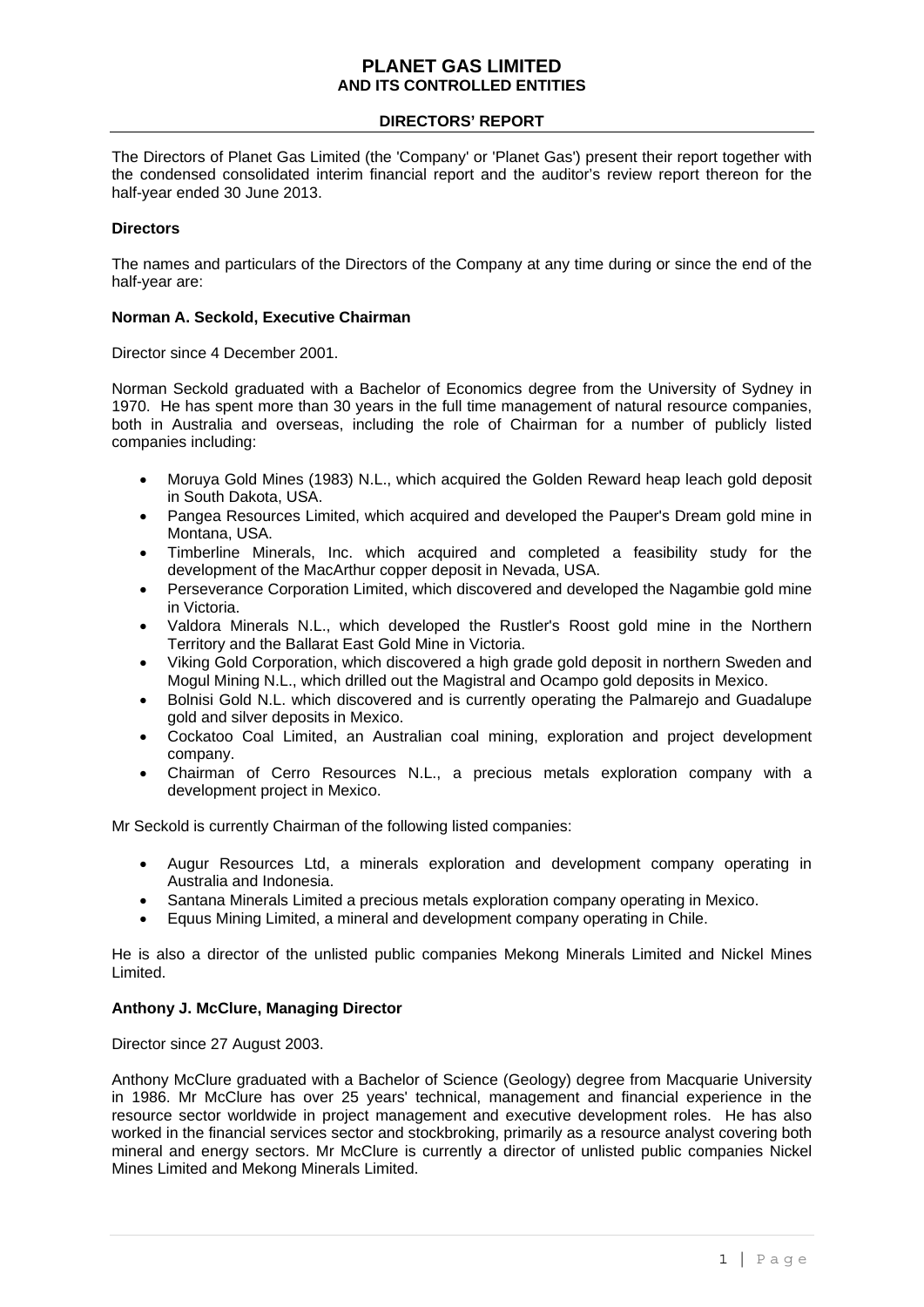# PLANET GAS LIMITED
## AND ITS CONTROLLED ENTITIES

### DIRECTORS' REPORT

The Directors of Planet Gas Limited (the 'Company' or 'Planet Gas') present their report together with the condensed consolidated interim financial report and the auditor's review report thereon for the half-year ended 30 June 2013.

**Directors**

The names and particulars of the Directors of the Company at any time during or since the end of the half-year are:

**Norman A. Seckold, Executive Chairman**

Director since 4 December 2001.

Norman Seckold graduated with a Bachelor of Economics degree from the University of Sydney in 1970. He has spent more than 30 years in the full time management of natural resource companies, both in Australia and overseas, including the role of Chairman for a number of publicly listed companies including:

- Moruya Gold Mines (1983) N.L., which acquired the Golden Reward heap leach gold deposit in South Dakota, USA.
- Pangea Resources Limited, which acquired and developed the Pauper's Dream gold mine in Montana, USA.
- Timberline Minerals, Inc. which acquired and completed a feasibility study for the development of the MacArthur copper deposit in Nevada, USA.
- Perseverance Corporation Limited, which discovered and developed the Nagambie gold mine in Victoria.
- Valdora Minerals N.L., which developed the Rustler's Roost gold mine in the Northern Territory and the Ballarat East Gold Mine in Victoria.
- Viking Gold Corporation, which discovered a high grade gold deposit in northern Sweden and Mogul Mining N.L., which drilled out the Magistral and Ocampo gold deposits in Mexico.
- Bolnisi Gold N.L. which discovered and is currently operating the Palmarejo and Guadalupe gold and silver deposits in Mexico.
- Cockatoo Coal Limited, an Australian coal mining, exploration and project development company.
- Chairman of Cerro Resources N.L., a precious metals exploration company with a development project in Mexico.

Mr Seckold is currently Chairman of the following listed companies:

- Augur Resources Ltd, a minerals exploration and development company operating in Australia and Indonesia.
- Santana Minerals Limited a precious metals exploration company operating in Mexico.
- Equus Mining Limited, a mineral and development company operating in Chile.

He is also a director of the unlisted public companies Mekong Minerals Limited and Nickel Mines Limited.

**Anthony J. McClure, Managing Director**

Director since 27 August 2003.

Anthony McClure graduated with a Bachelor of Science (Geology) degree from Macquarie University in 1986. Mr McClure has over 25 years' technical, management and financial experience in the resource sector worldwide in project management and executive development roles. He has also worked in the financial services sector and stockbroking, primarily as a resource analyst covering both mineral and energy sectors. Mr McClure is currently a director of unlisted public companies Nickel Mines Limited and Mekong Minerals Limited.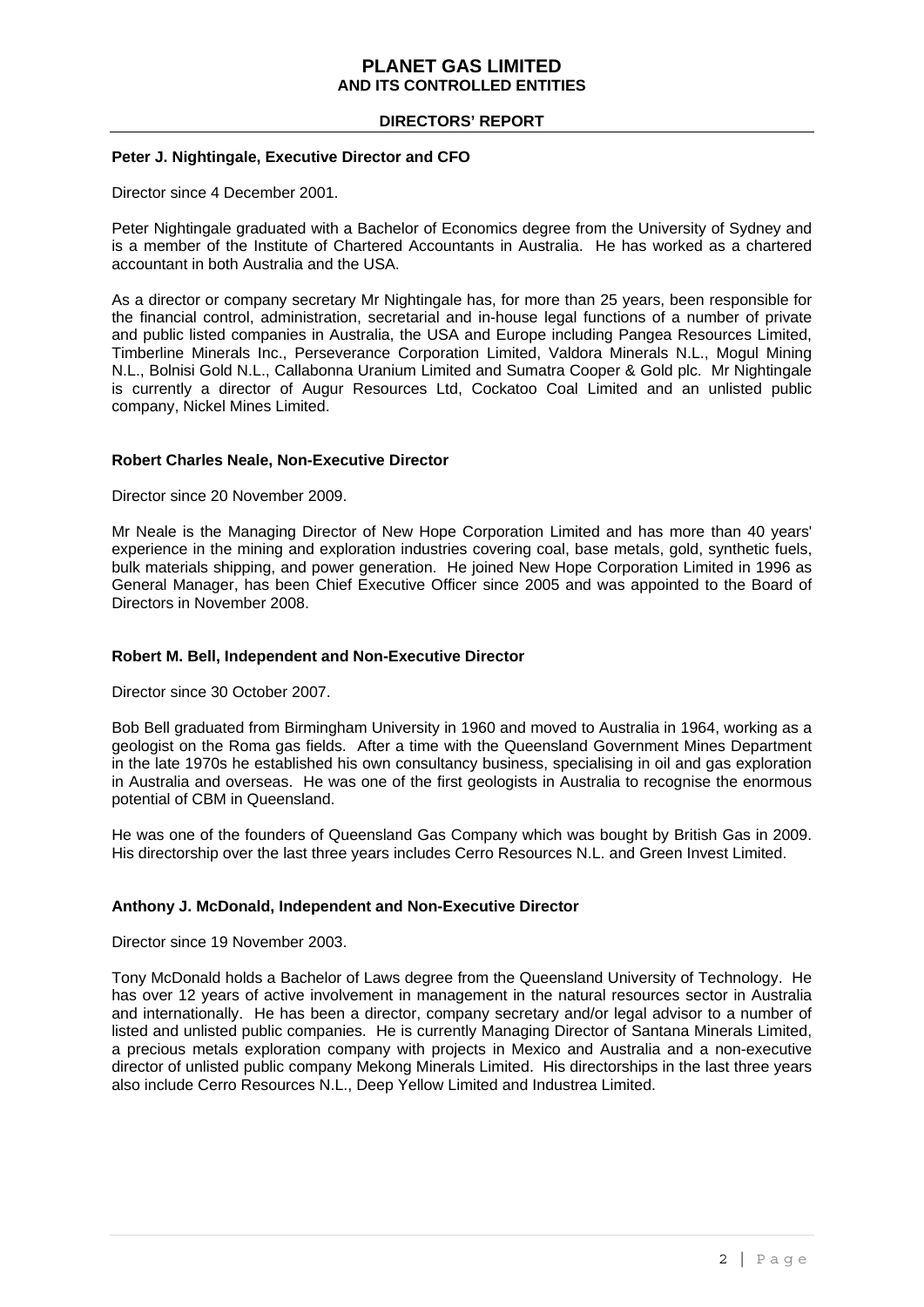**Peter J. Nightingale, Executive Director and CFO**

Director since 4 December 2001.

Peter Nightingale graduated with a Bachelor of Economics degree from the University of Sydney and is a member of the Institute of Chartered Accountants in Australia. He has worked as a chartered accountant in both Australia and the USA.

As a director or company secretary Mr Nightingale has, for more than 25 years, been responsible for the financial control, administration, secretarial and in-house legal functions of a number of private and public listed companies in Australia, the USA and Europe including Pangea Resources Limited, Timberline Minerals Inc., Perseverance Corporation Limited, Valdora Minerals N.L., Mogul Mining N.L., Bolnisi Gold N.L., Callabonna Uranium Limited and Sumatra Cooper & Gold plc. Mr Nightingale is currently a director of Augur Resources Ltd, Cockatoo Coal Limited and an unlisted public company, Nickel Mines Limited.

**Robert Charles Neale, Non-Executive Director**

Director since 20 November 2009.

Mr Neale is the Managing Director of New Hope Corporation Limited and has more than 40 years' experience in the mining and exploration industries covering coal, base metals, gold, synthetic fuels, bulk materials shipping, and power generation. He joined New Hope Corporation Limited in 1996 as General Manager, has been Chief Executive Officer since 2005 and was appointed to the Board of Directors in November 2008.

**Robert M. Bell, Independent and Non-Executive Director**

Director since 30 October 2007.

Bob Bell graduated from Birmingham University in 1960 and moved to Australia in 1964, working as a geologist on the Roma gas fields. After a time with the Queensland Government Mines Department in the late 1970s he established his own consultancy business, specialising in oil and gas exploration in Australia and overseas. He was one of the first geologists in Australia to recognise the enormous potential of CBM in Queensland.

He was one of the founders of Queensland Gas Company which was bought by British Gas in 2009. His directorship over the last three years includes Cerro Resources N.L. and Green Invest Limited.

**Anthony J. McDonald, Independent and Non-Executive Director**

Director since 19 November 2003.

Tony McDonald holds a Bachelor of Laws degree from the Queensland University of Technology. He has over 12 years of active involvement in management in the natural resources sector in Australia and internationally. He has been a director, company secretary and/or legal advisor to a number of listed and unlisted public companies. He is currently Managing Director of Santana Minerals Limited, a precious metals exploration company with projects in Mexico and Australia and a non-executive director of unlisted public company Mekong Minerals Limited. His directorships in the last three years also include Cerro Resources N.L., Deep Yellow Limited and Industrea Limited.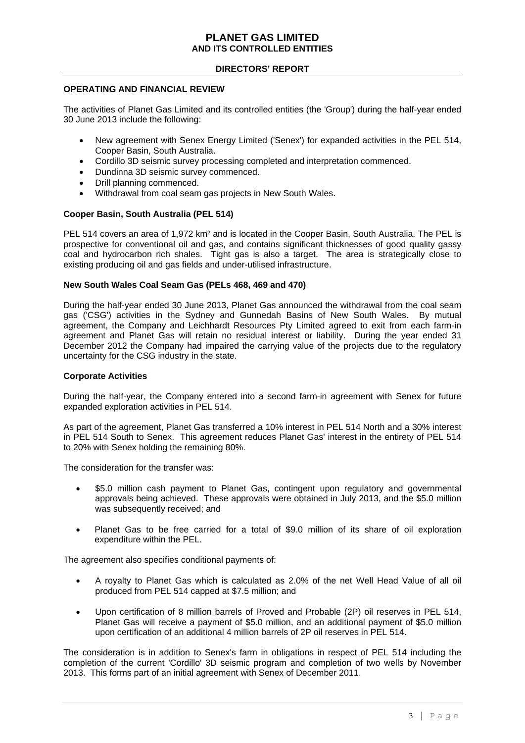# PLANET GAS LIMITED
## AND ITS CONTROLLED ENTITIES

### DIRECTORS' REPORT

**OPERATING AND FINANCIAL REVIEW**

The activities of Planet Gas Limited and its controlled entities (the 'Group') during the half-year ended 30 June 2013 include the following:

- New agreement with Senex Energy Limited ('Senex') for expanded activities in the PEL 514, Cooper Basin, South Australia.
- Cordillo 3D seismic survey processing completed and interpretation commenced.
- Dundinna 3D seismic survey commenced.
- Drill planning commenced.
- Withdrawal from coal seam gas projects in New South Wales.

**Cooper Basin, South Australia (PEL 514)**

PEL 514 covers an area of 1,972 km² and is located in the Cooper Basin, South Australia. The PEL is prospective for conventional oil and gas, and contains significant thicknesses of good quality gassy coal and hydrocarbon rich shales. Tight gas is also a target. The area is strategically close to existing producing oil and gas fields and under-utilised infrastructure.

**New South Wales Coal Seam Gas (PELs 468, 469 and 470)**

During the half-year ended 30 June 2013, Planet Gas announced the withdrawal from the coal seam gas ('CSG') activities in the Sydney and Gunnedah Basins of New South Wales. By mutual agreement, the Company and Leichhardt Resources Pty Limited agreed to exit from each farm-in agreement and Planet Gas will retain no residual interest or liability. During the year ended 31 December 2012 the Company had impaired the carrying value of the projects due to the regulatory uncertainty for the CSG industry in the state.

**Corporate Activities**

During the half-year, the Company entered into a second farm-in agreement with Senex for future expanded exploration activities in PEL 514.

As part of the agreement, Planet Gas transferred a 10% interest in PEL 514 North and a 30% interest in PEL 514 South to Senex. This agreement reduces Planet Gas' interest in the entirety of PEL 514 to 20% with Senex holding the remaining 80%.

The consideration for the transfer was:

- $5.0 million cash payment to Planet Gas, contingent upon regulatory and governmental approvals being achieved. These approvals were obtained in July 2013, and the $5.0 million was subsequently received; and
- Planet Gas to be free carried for a total of $9.0 million of its share of oil exploration expenditure within the PEL.

The agreement also specifies conditional payments of:

- A royalty to Planet Gas which is calculated as 2.0% of the net Well Head Value of all oil produced from PEL 514 capped at $7.5 million; and
- Upon certification of 8 million barrels of Proved and Probable (2P) oil reserves in PEL 514, Planet Gas will receive a payment of $5.0 million, and an additional payment of $5.0 million upon certification of an additional 4 million barrels of 2P oil reserves in PEL 514.

The consideration is in addition to Senex's farm in obligations in respect of PEL 514 including the completion of the current 'Cordillo' 3D seismic program and completion of two wells by November 2013. This forms part of an initial agreement with Senex of December 2011.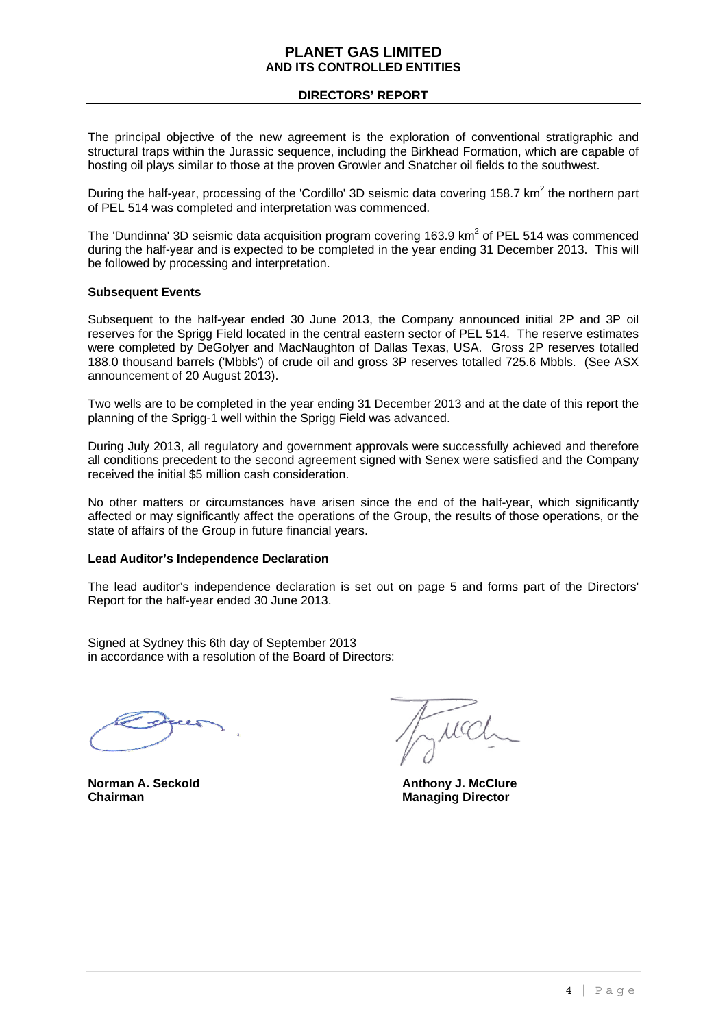The principal objective of the new agreement is the exploration of conventional stratigraphic and structural traps within the Jurassic sequence, including the Birkhead Formation, which are capable of hosting oil plays similar to those at the proven Growler and Snatcher oil fields to the southwest.

During the half-year, processing of the 'Cordillo' 3D seismic data covering 158.7 km$^2$ the northern part of PEL 514 was completed and interpretation was commenced.

The 'Dundinna' 3D seismic data acquisition program covering 163.9 km$^2$ of PEL 514 was commenced during the half-year and is expected to be completed in the year ending 31 December 2013. This will be followed by processing and interpretation.

**Subsequent Events**

Subsequent to the half-year ended 30 June 2013, the Company announced initial 2P and 3P oil reserves for the Sprigg Field located in the central eastern sector of PEL 514. The reserve estimates were completed by DeGolyer and MacNaughton of Dallas Texas, USA. Gross 2P reserves totalled 188.0 thousand barrels ('Mbbls') of crude oil and gross 3P reserves totalled 725.6 Mbbls. (See ASX announcement of 20 August 2013).

Two wells are to be completed in the year ending 31 December 2013 and at the date of this report the planning of the Sprigg-1 well within the Sprigg Field was advanced.

During July 2013, all regulatory and government approvals were successfully achieved and therefore all conditions precedent to the second agreement signed with Senex were satisfied and the Company received the initial $5 million cash consideration.

No other matters or circumstances have arisen since the end of the half-year, which significantly affected or may significantly affect the operations of the Group, the results of those operations, or the state of affairs of the Group in future financial years.

**Lead Auditor's Independence Declaration**

The lead auditor's independence declaration is set out on page 5 and forms part of the Directors' Report for the half-year ended 30 June 2013.

Signed at Sydney this 6th day of September 2013
in accordance with a resolution of the Board of Directors:

**Norman A. Seckold**
**Chairman**

**Anthony J. McClure**
**Managing Director**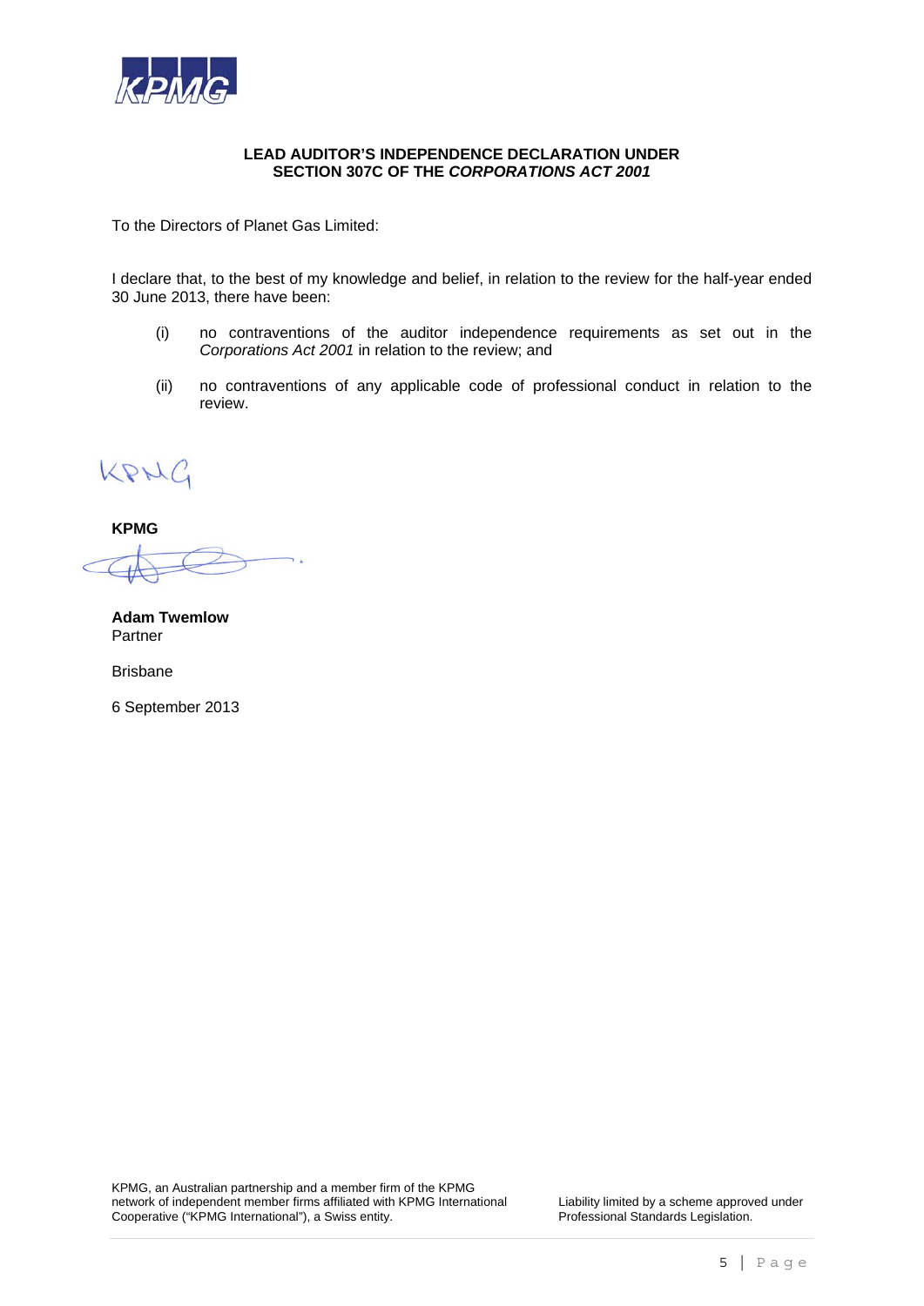**LEAD AUDITOR'S INDEPENDENCE DECLARATION UNDER SECTION 307C OF THE *CORPORATIONS ACT 2001***

To the Directors of Planet Gas Limited:

I declare that, to the best of my knowledge and belief, in relation to the review for the half-year ended 30 June 2013, there have been:

(i) no contraventions of the auditor independence requirements as set out in the *Corporations Act 2001* in relation to the review; and

(ii) no contraventions of any applicable code of professional conduct in relation to the review.

KPMG

**KPMG**

**Adam Twemlow**
Partner

Brisbane

6 September 2013

KPMG, an Australian partnership and a member firm of the KPMG network of independent member firms affiliated with KPMG International Cooperative ("KPMG International"), a Swiss entity.

Liability limited by a scheme approved under Professional Standards Legislation.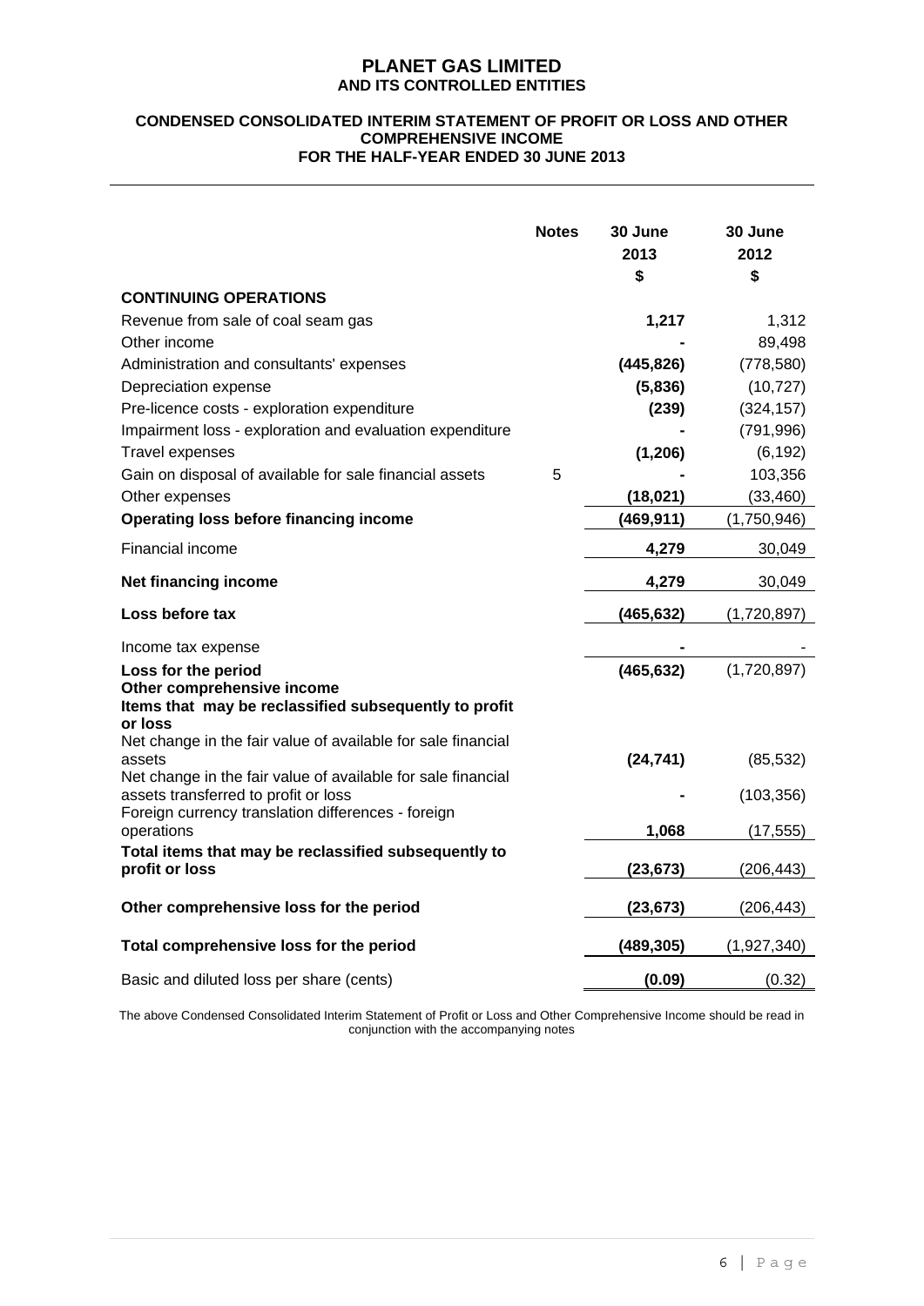# PLANET GAS LIMITED
## AND ITS CONTROLLED ENTITIES

### CONDENSED CONSOLIDATED INTERIM STATEMENT OF PROFIT OR LOSS AND OTHER COMPREHENSIVE INCOME
### FOR THE HALF-YEAR ENDED 30 JUNE 2013

| | Notes | 30 June 2013 $ | 30 June 2012 $ |
|---|---|---|---|
| **CONTINUING OPERATIONS** | | | |
| Revenue from sale of coal seam gas | | **1,217** | 1,312 |
| Other income | | **-** | 89,498 |
| Administration and consultants' expenses | | **(445,826)** | (778,580) |
| Depreciation expense | | **(5,836)** | (10,727) |
| Pre-licence costs - exploration expenditure | | **(239)** | (324,157) |
| Impairment loss - exploration and evaluation expenditure | | **-** | (791,996) |
| Travel expenses | | **(1,206)** | (6,192) |
| Gain on disposal of available for sale financial assets | 5 | **-** | 103,356 |
| Other expenses | | **(18,021)** | (33,460) |
| **Operating loss before financing income** | | **(469,911)** | (1,750,946) |
| Financial income | | **4,279** | 30,049 |
| **Net financing income** | | **4,279** | 30,049 |
| **Loss before tax** | | **(465,632)** | (1,720,897) |
| Income tax expense | | **-** | - |
| **Loss for the period** | | **(465,632)** | (1,720,897) |
| **Other comprehensive income** | | | |
| **Items that may be reclassified subsequently to profit or loss** | | | |
| Net change in the fair value of available for sale financial assets | | **(24,741)** | (85,532) |
| Net change in the fair value of available for sale financial assets transferred to profit or loss | | **-** | (103,356) |
| Foreign currency translation differences - foreign operations | | **1,068** | (17,555) |
| **Total items that may be reclassified subsequently to profit or loss** | | **(23,673)** | (206,443) |
| **Other comprehensive loss for the period** | | **(23,673)** | (206,443) |
| **Total comprehensive loss for the period** | | **(489,305)** | (1,927,340) |
| Basic and diluted loss per share (cents) | | **(0.09)** | (0.32) |

The above Condensed Consolidated Interim Statement of Profit or Loss and Other Comprehensive Income should be read in conjunction with the accompanying notes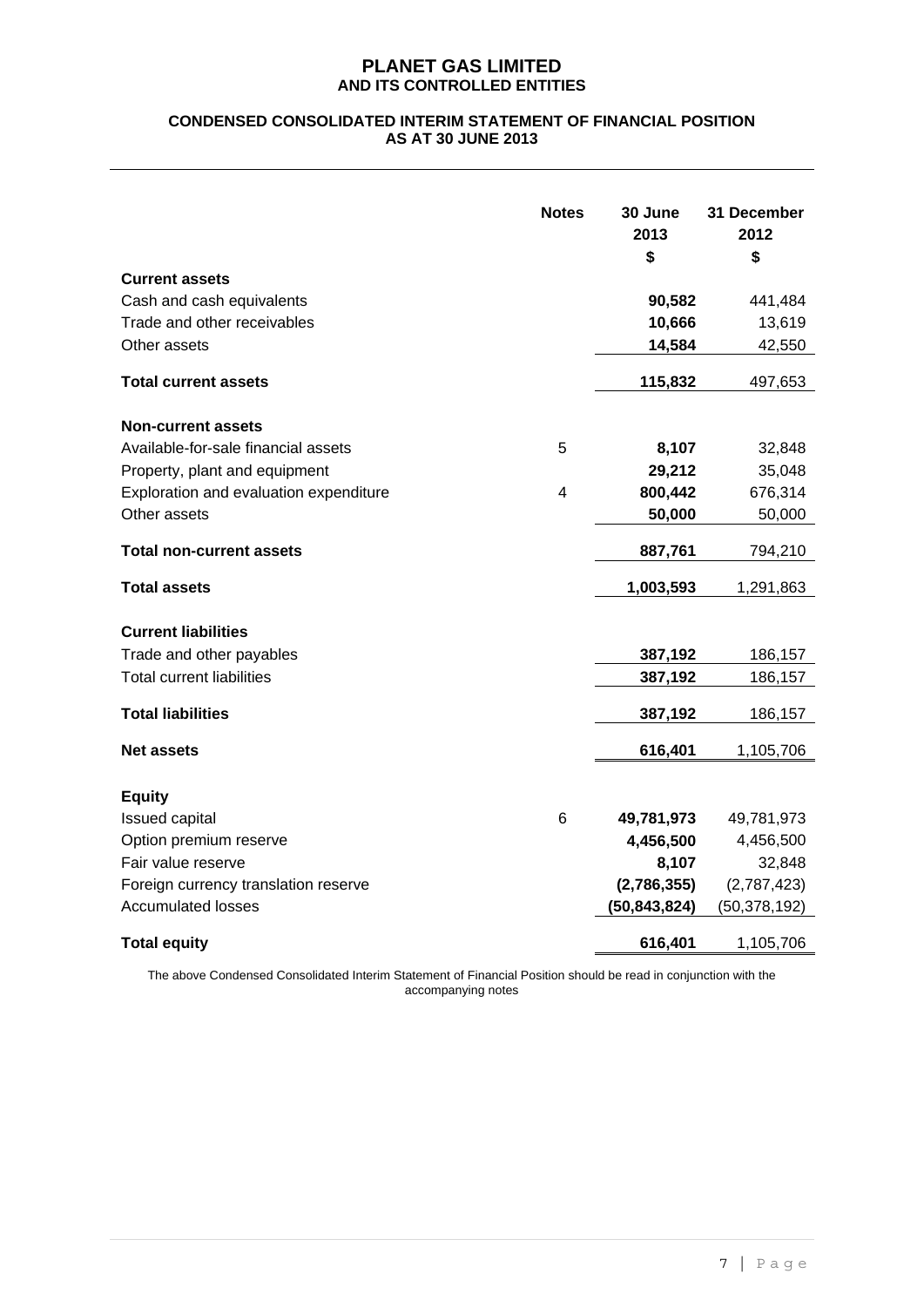# PLANET GAS LIMITED
## AND ITS CONTROLLED ENTITIES

### CONDENSED CONSOLIDATED INTERIM STATEMENT OF FINANCIAL POSITION AS AT 30 JUNE 2013

| | Notes | 30 June 2013 $ | 31 December 2012 $ |
|---|---|---|---|
| **Current assets** | | | |
| Cash and cash equivalents | | **90,582** | 441,484 |
| Trade and other receivables | | **10,666** | 13,619 |
| Other assets | | **14,584** | 42,550 |
| **Total current assets** | | **115,832** | 497,653 |
| **Non-current assets** | | | |
| Available-for-sale financial assets | 5 | **8,107** | 32,848 |
| Property, plant and equipment | | **29,212** | 35,048 |
| Exploration and evaluation expenditure | 4 | **800,442** | 676,314 |
| Other assets | | **50,000** | 50,000 |
| **Total non-current assets** | | **887,761** | 794,210 |
| **Total assets** | | **1,003,593** | 1,291,863 |
| **Current liabilities** | | | |
| Trade and other payables | | **387,192** | 186,157 |
| Total current liabilities | | **387,192** | 186,157 |
| **Total liabilities** | | **387,192** | 186,157 |
| **Net assets** | | **616,401** | 1,105,706 |
| **Equity** | | | |
| Issued capital | 6 | **49,781,973** | 49,781,973 |
| Option premium reserve | | **4,456,500** | 4,456,500 |
| Fair value reserve | | **8,107** | 32,848 |
| Foreign currency translation reserve | | **(2,786,355)** | (2,787,423) |
| Accumulated losses | | **(50,843,824)** | (50,378,192) |
| **Total equity** | | **616,401** | 1,105,706 |

The above Condensed Consolidated Interim Statement of Financial Position should be read in conjunction with the accompanying notes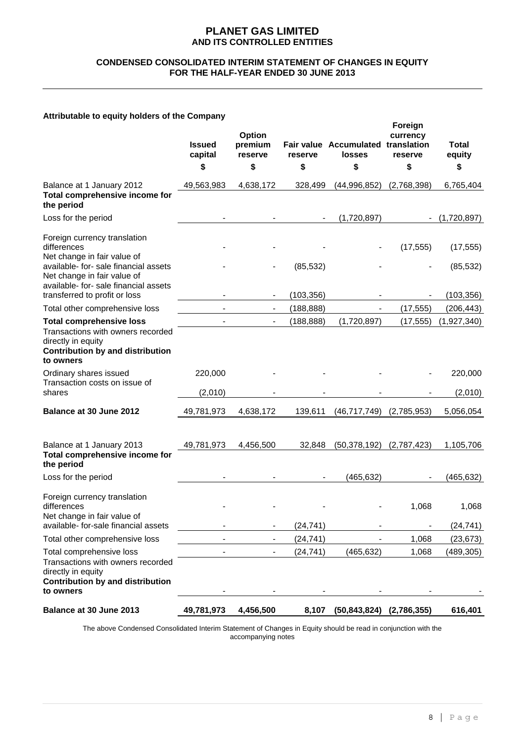# PLANET GAS LIMITED
## AND ITS CONTROLLED ENTITIES

### CONDENSED CONSOLIDATED INTERIM STATEMENT OF CHANGES IN EQUITY FOR THE HALF-YEAR ENDED 30 JUNE 2013

**Attributable to equity holders of the Company**

| | Issued capital | Option premium reserve | Fair value reserve | Accumulated losses | Foreign currency translation reserve | Total equity |
|---|---|---|---|---|---|---|
| | $ | $ | $ | $ | $ | $ |
| Balance at 1 January 2012 | 49,563,983 | 4,638,172 | 328,499 | (44,996,852) | (2,768,398) | 6,765,404 |
| **Total comprehensive income for the period** | | | | | | |
| Loss for the period | - | - | - | (1,720,897) | - | (1,720,897) |
| Foreign currency translation differences | - | - | - | - | (17,555) | (17,555) |
| Net change in fair value of available- for- sale financial assets | - | - | (85,532) | - | - | (85,532) |
| Net change in fair value of available- for- sale financial assets transferred to profit or loss | - | - | (103,356) | - | - | (103,356) |
| Total other comprehensive loss | - | - | (188,888) | - | (17,555) | (206,443) |
| **Total comprehensive loss** | - | - | (188,888) | (1,720,897) | (17,555) | (1,927,340) |
| Transactions with owners recorded directly in equity | | | | | | |
| **Contribution by and distribution to owners** | | | | | | |
| Ordinary shares issued | 220,000 | - | - | - | - | 220,000 |
| Transaction costs on issue of shares | (2,010) | - | - | - | - | (2,010) |
| **Balance at 30 June 2012** | 49,781,973 | 4,638,172 | 139,611 | (46,717,749) | (2,785,953) | 5,056,054 |
| | | | | | | |
| Balance at 1 January 2013 | 49,781,973 | 4,456,500 | 32,848 | (50,378,192) | (2,787,423) | 1,105,706 |
| **Total comprehensive income for the period** | | | | | | |
| Loss for the period | - | - | - | (465,632) | - | (465,632) |
| Foreign currency translation differences | - | - | - | - | 1,068 | 1,068 |
| Net change in fair value of available- for-sale financial assets | - | - | (24,741) | - | - | (24,741) |
| Total other comprehensive loss | - | - | (24,741) | - | 1,068 | (23,673) |
| Total comprehensive loss | - | - | (24,741) | (465,632) | 1,068 | (489,305) |
| Transactions with owners recorded directly in equity | | | | | | |
| **Contribution by and distribution to owners** | - | - | - | - | - | - |
| **Balance at 30 June 2013** | **49,781,973** | **4,456,500** | **8,107** | **(50,843,824)** | **(2,786,355)** | **616,401** |

The above Condensed Consolidated Interim Statement of Changes in Equity should be read in conjunction with the accompanying notes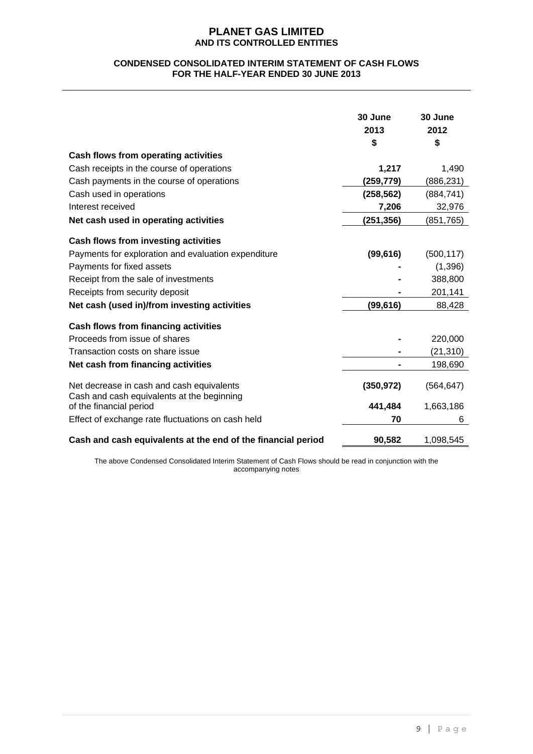# PLANET GAS LIMITED
## AND ITS CONTROLLED ENTITIES

### CONDENSED CONSOLIDATED INTERIM STATEMENT OF CASH FLOWS
### FOR THE HALF-YEAR ENDED 30 JUNE 2013

| | 30 June 2013 $ | 30 June 2012 $ |
|---|---|---|
| **Cash flows from operating activities** | | |
| Cash receipts in the course of operations | **1,217** | 1,490 |
| Cash payments in the course of operations | **(259,779)** | (886,231) |
| Cash used in operations | **(258,562)** | (884,741) |
| Interest received | **7,206** | 32,976 |
| **Net cash used in operating activities** | **(251,356)** | (851,765) |
| **Cash flows from investing activities** | | |
| Payments for exploration and evaluation expenditure | **(99,616)** | (500,117) |
| Payments for fixed assets | **-** | (1,396) |
| Receipt from the sale of investments | **-** | 388,800 |
| Receipts from security deposit | **-** | 201,141 |
| **Net cash (used in)/from investing activities** | **(99,616)** | 88,428 |
| **Cash flows from financing activities** | | |
| Proceeds from issue of shares | **-** | 220,000 |
| Transaction costs on share issue | **-** | (21,310) |
| **Net cash from financing activities** | **-** | 198,690 |
| Net decrease in cash and cash equivalents | **(350,972)** | (564,647) |
| Cash and cash equivalents at the beginning of the financial period | **441,484** | 1,663,186 |
| Effect of exchange rate fluctuations on cash held | **70** | 6 |
| **Cash and cash equivalents at the end of the financial period** | **90,582** | 1,098,545 |

The above Condensed Consolidated Interim Statement of Cash Flows should be read in conjunction with the accompanying notes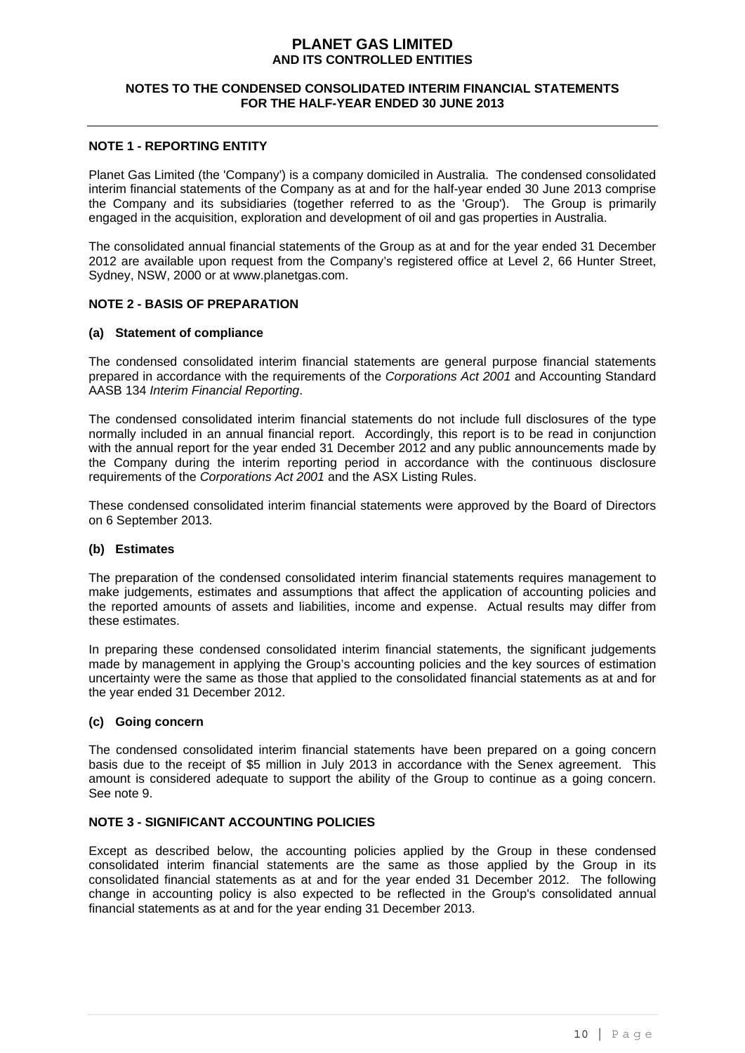# PLANET GAS LIMITED
## AND ITS CONTROLLED ENTITIES

### NOTES TO THE CONDENSED CONSOLIDATED INTERIM FINANCIAL STATEMENTS FOR THE HALF-YEAR ENDED 30 JUNE 2013

---

**NOTE 1 - REPORTING ENTITY**

Planet Gas Limited (the 'Company') is a company domiciled in Australia. The condensed consolidated interim financial statements of the Company as at and for the half-year ended 30 June 2013 comprise the Company and its subsidiaries (together referred to as the 'Group'). The Group is primarily engaged in the acquisition, exploration and development of oil and gas properties in Australia.

The consolidated annual financial statements of the Group as at and for the year ended 31 December 2012 are available upon request from the Company's registered office at Level 2, 66 Hunter Street, Sydney, NSW, 2000 or at www.planetgas.com.

**NOTE 2 - BASIS OF PREPARATION**

**(a) Statement of compliance**

The condensed consolidated interim financial statements are general purpose financial statements prepared in accordance with the requirements of the *Corporations Act 2001* and Accounting Standard AASB 134 *Interim Financial Reporting*.

The condensed consolidated interim financial statements do not include full disclosures of the type normally included in an annual financial report. Accordingly, this report is to be read in conjunction with the annual report for the year ended 31 December 2012 and any public announcements made by the Company during the interim reporting period in accordance with the continuous disclosure requirements of the *Corporations Act 2001* and the ASX Listing Rules.

These condensed consolidated interim financial statements were approved by the Board of Directors on 6 September 2013.

**(b) Estimates**

The preparation of the condensed consolidated interim financial statements requires management to make judgements, estimates and assumptions that affect the application of accounting policies and the reported amounts of assets and liabilities, income and expense. Actual results may differ from these estimates.

In preparing these condensed consolidated interim financial statements, the significant judgements made by management in applying the Group's accounting policies and the key sources of estimation uncertainty were the same as those that applied to the consolidated financial statements as at and for the year ended 31 December 2012.

**(c) Going concern**

The condensed consolidated interim financial statements have been prepared on a going concern basis due to the receipt of $5 million in July 2013 in accordance with the Senex agreement. This amount is considered adequate to support the ability of the Group to continue as a going concern. See note 9.

**NOTE 3 - SIGNIFICANT ACCOUNTING POLICIES**

Except as described below, the accounting policies applied by the Group in these condensed consolidated interim financial statements are the same as those applied by the Group in its consolidated financial statements as at and for the year ended 31 December 2012. The following change in accounting policy is also expected to be reflected in the Group's consolidated annual financial statements as at and for the year ending 31 December 2013.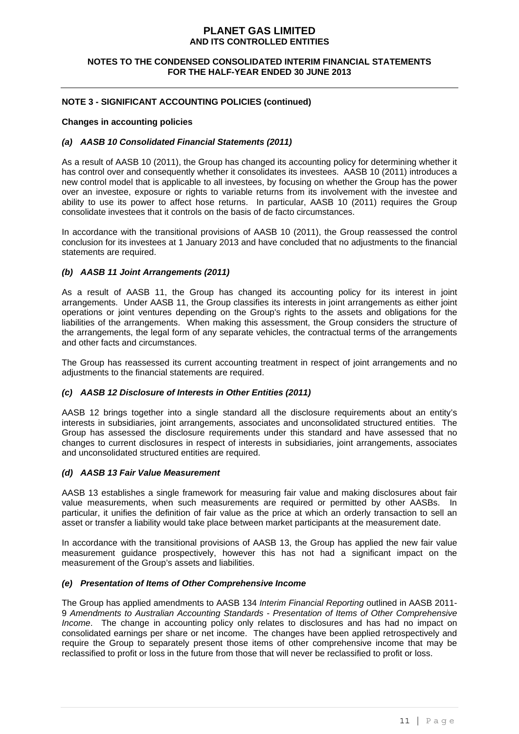**NOTE 3 - SIGNIFICANT ACCOUNTING POLICIES (continued)**

**Changes in accounting policies**

***(a) AASB 10 Consolidated Financial Statements (2011)***

As a result of AASB 10 (2011), the Group has changed its accounting policy for determining whether it has control over and consequently whether it consolidates its investees. AASB 10 (2011) introduces a new control model that is applicable to all investees, by focusing on whether the Group has the power over an investee, exposure or rights to variable returns from its involvement with the investee and ability to use its power to affect hose returns. In particular, AASB 10 (2011) requires the Group consolidate investees that it controls on the basis of de facto circumstances.

In accordance with the transitional provisions of AASB 10 (2011), the Group reassessed the control conclusion for its investees at 1 January 2013 and have concluded that no adjustments to the financial statements are required.

***(b) AASB 11 Joint Arrangements (2011)***

As a result of AASB 11, the Group has changed its accounting policy for its interest in joint arrangements. Under AASB 11, the Group classifies its interests in joint arrangements as either joint operations or joint ventures depending on the Group's rights to the assets and obligations for the liabilities of the arrangements. When making this assessment, the Group considers the structure of the arrangements, the legal form of any separate vehicles, the contractual terms of the arrangements and other facts and circumstances.

The Group has reassessed its current accounting treatment in respect of joint arrangements and no adjustments to the financial statements are required.

***(c) AASB 12 Disclosure of Interests in Other Entities (2011)***

AASB 12 brings together into a single standard all the disclosure requirements about an entity's interests in subsidiaries, joint arrangements, associates and unconsolidated structured entities. The Group has assessed the disclosure requirements under this standard and have assessed that no changes to current disclosures in respect of interests in subsidiaries, joint arrangements, associates and unconsolidated structured entities are required.

***(d) AASB 13 Fair Value Measurement***

AASB 13 establishes a single framework for measuring fair value and making disclosures about fair value measurements, when such measurements are required or permitted by other AASBs. In particular, it unifies the definition of fair value as the price at which an orderly transaction to sell an asset or transfer a liability would take place between market participants at the measurement date.

In accordance with the transitional provisions of AASB 13, the Group has applied the new fair value measurement guidance prospectively, however this has not had a significant impact on the measurement of the Group's assets and liabilities.

***(e) Presentation of Items of Other Comprehensive Income***

The Group has applied amendments to AASB 134 *Interim Financial Reporting* outlined in AASB 2011-9 *Amendments to Australian Accounting Standards - Presentation of Items of Other Comprehensive Income*. The change in accounting policy only relates to disclosures and has had no impact on consolidated earnings per share or net income. The changes have been applied retrospectively and require the Group to separately present those items of other comprehensive income that may be reclassified to profit or loss in the future from those that will never be reclassified to profit or loss.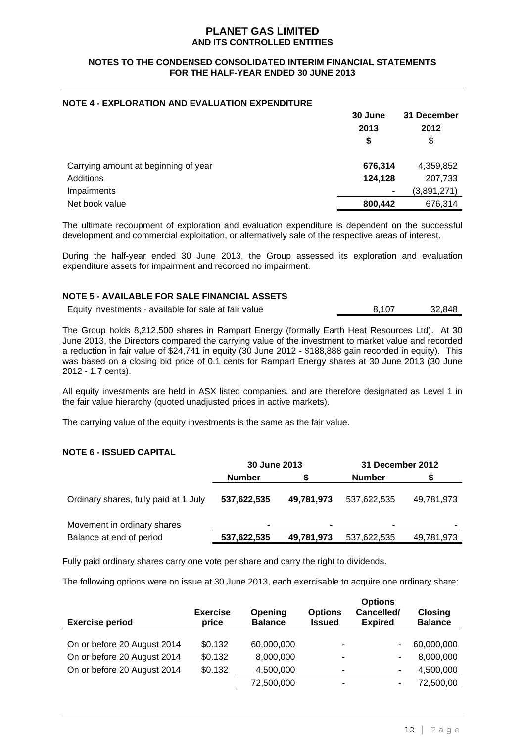# PLANET GAS LIMITED
## AND ITS CONTROLLED ENTITIES

### NOTES TO THE CONDENSED CONSOLIDATED INTERIM FINANCIAL STATEMENTS FOR THE HALF-YEAR ENDED 30 JUNE 2013

#### NOTE 4 - EXPLORATION AND EVALUATION EXPENDITURE

| | 30 June 2013 $ | 31 December 2012 $ |
|---|---|---|
| Carrying amount at beginning of year | **676,314** | 4,359,852 |
| Additions | **124,128** | 207,733 |
| Impairments | **-** | (3,891,271) |
| Net book value | **800,442** | 676,314 |

The ultimate recoupment of exploration and evaluation expenditure is dependent on the successful development and commercial exploitation, or alternatively sale of the respective areas of interest.

During the half-year ended 30 June 2013, the Group assessed its exploration and evaluation expenditure assets for impairment and recorded no impairment.

#### NOTE 5 - AVAILABLE FOR SALE FINANCIAL ASSETS

| | | |
|---|---|---|
| Equity investments - available for sale at fair value | 8,107 | 32,848 |

The Group holds 8,212,500 shares in Rampart Energy (formally Earth Heat Resources Ltd). At 30 June 2013, the Directors compared the carrying value of the investment to market value and recorded a reduction in fair value of $24,741 in equity (30 June 2012 - $188,888 gain recorded in equity). This was based on a closing bid price of 0.1 cents for Rampart Energy shares at 30 June 2013 (30 June 2012 - 1.7 cents).

All equity investments are held in ASX listed companies, and are therefore designated as Level 1 in the fair value hierarchy (quoted unadjusted prices in active markets).

The carrying value of the equity investments is the same as the fair value.

#### NOTE 6 - ISSUED CAPITAL

| | 30 June 2013 | | 31 December 2012 | |
|---|---|---|---|---|
| | **Number** | **$** | **Number** | **$** |
| Ordinary shares, fully paid at 1 July | **537,622,535** | **49,781,973** | 537,622,535 | 49,781,973 |
| Movement in ordinary shares | **-** | **-** | - | - |
| Balance at end of period | **537,622,535** | **49,781,973** | 537,622,535 | 49,781,973 |

Fully paid ordinary shares carry one vote per share and carry the right to dividends.

The following options were on issue at 30 June 2013, each exercisable to acquire one ordinary share:

| Exercise period | Exercise price | Opening Balance | Options Issued | Options Cancelled/ Expired | Closing Balance |
|---|---|---|---|---|---|
| On or before 20 August 2014 | $0.132 | 60,000,000 | - | - | 60,000,000 |
| On or before 20 August 2014 | $0.132 | 8,000,000 | - | - | 8,000,000 |
| On or before 20 August 2014 | $0.132 | 4,500,000 | - | - | 4,500,000 |
| | | 72,500,000 | - | - | 72,500,00 |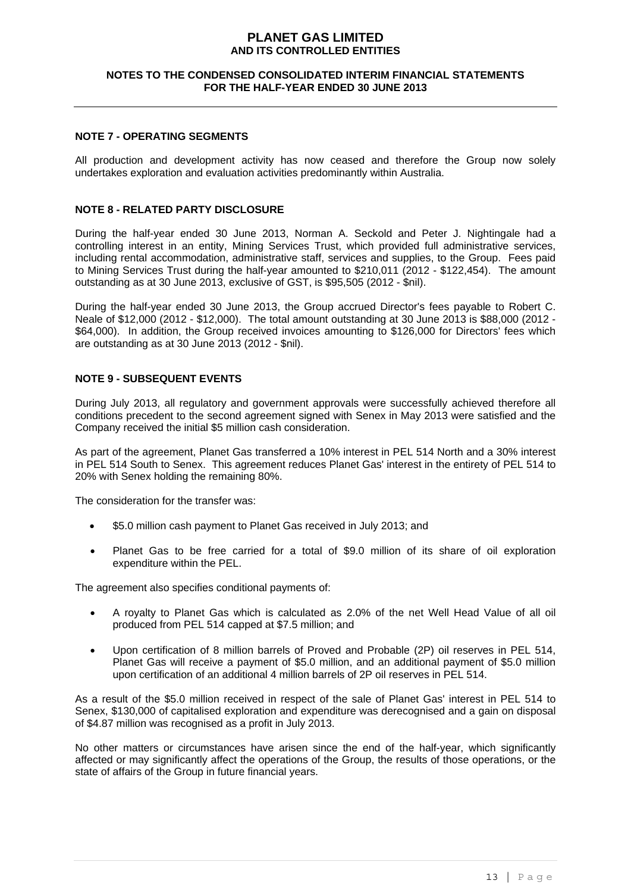## NOTE 7 - OPERATING SEGMENTS

All production and development activity has now ceased and therefore the Group now solely undertakes exploration and evaluation activities predominantly within Australia.

## NOTE 8 - RELATED PARTY DISCLOSURE

During the half-year ended 30 June 2013, Norman A. Seckold and Peter J. Nightingale had a controlling interest in an entity, Mining Services Trust, which provided full administrative services, including rental accommodation, administrative staff, services and supplies, to the Group. Fees paid to Mining Services Trust during the half-year amounted to $210,011 (2012 - $122,454). The amount outstanding as at 30 June 2013, exclusive of GST, is $95,505 (2012 - $nil).

During the half-year ended 30 June 2013, the Group accrued Director's fees payable to Robert C. Neale of $12,000 (2012 - $12,000). The total amount outstanding at 30 June 2013 is $88,000 (2012 - $64,000). In addition, the Group received invoices amounting to $126,000 for Directors' fees which are outstanding as at 30 June 2013 (2012 - $nil).

## NOTE 9 - SUBSEQUENT EVENTS

During July 2013, all regulatory and government approvals were successfully achieved therefore all conditions precedent to the second agreement signed with Senex in May 2013 were satisfied and the Company received the initial $5 million cash consideration.

As part of the agreement, Planet Gas transferred a 10% interest in PEL 514 North and a 30% interest in PEL 514 South to Senex. This agreement reduces Planet Gas' interest in the entirety of PEL 514 to 20% with Senex holding the remaining 80%.

The consideration for the transfer was:

- $5.0 million cash payment to Planet Gas received in July 2013; and
- Planet Gas to be free carried for a total of $9.0 million of its share of oil exploration expenditure within the PEL.

The agreement also specifies conditional payments of:

- A royalty to Planet Gas which is calculated as 2.0% of the net Well Head Value of all oil produced from PEL 514 capped at $7.5 million; and
- Upon certification of 8 million barrels of Proved and Probable (2P) oil reserves in PEL 514, Planet Gas will receive a payment of $5.0 million, and an additional payment of $5.0 million upon certification of an additional 4 million barrels of 2P oil reserves in PEL 514.

As a result of the $5.0 million received in respect of the sale of Planet Gas' interest in PEL 514 to Senex, $130,000 of capitalised exploration and expenditure was derecognised and a gain on disposal of $4.87 million was recognised as a profit in July 2013.

No other matters or circumstances have arisen since the end of the half-year, which significantly affected or may significantly affect the operations of the Group, the results of those operations, or the state of affairs of the Group in future financial years.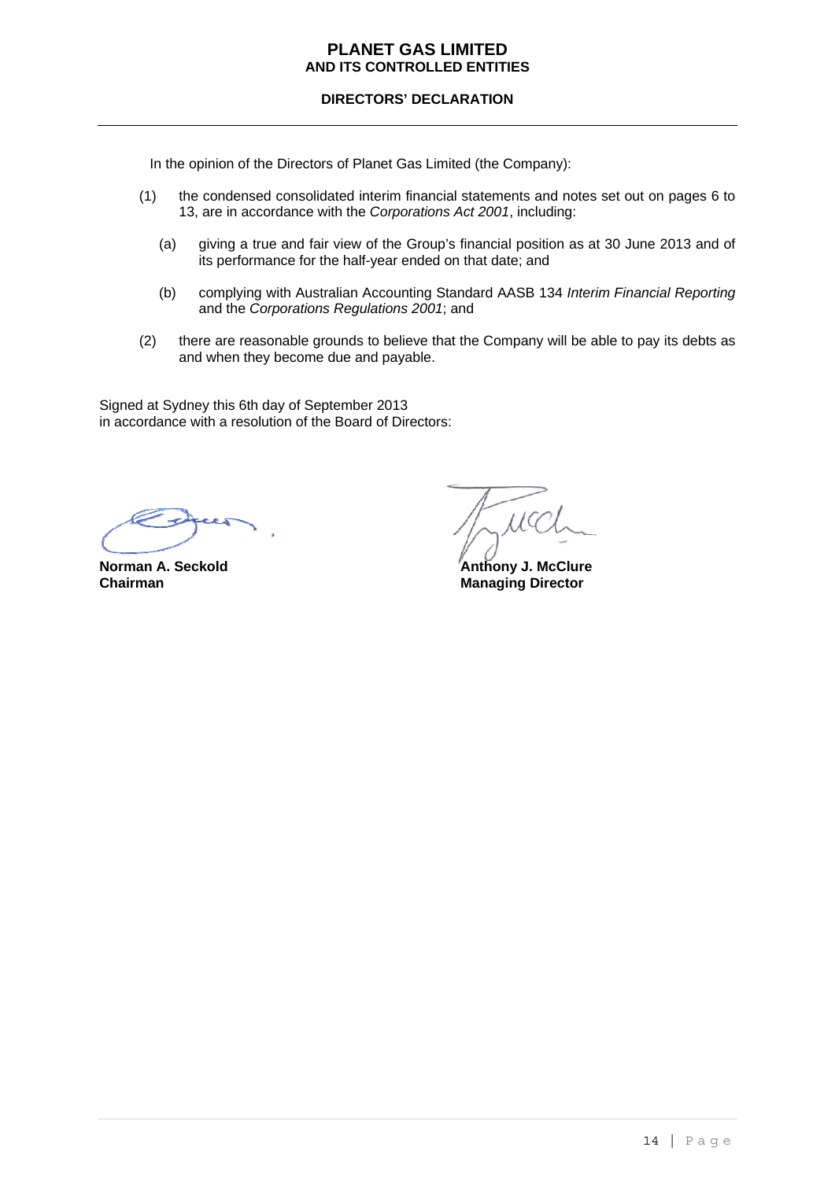# PLANET GAS LIMITED
## AND ITS CONTROLLED ENTITIES

### DIRECTORS' DECLARATION

In the opinion of the Directors of Planet Gas Limited (the Company):

(1) the condensed consolidated interim financial statements and notes set out on pages 6 to 13, are in accordance with the *Corporations Act 2001*, including:

  (a) giving a true and fair view of the Group's financial position as at 30 June 2013 and of its performance for the half-year ended on that date; and

  (b) complying with Australian Accounting Standard AASB 134 *Interim Financial Reporting* and the *Corporations Regulations 2001*; and

(2) there are reasonable grounds to believe that the Company will be able to pay its debts as and when they become due and payable.

Signed at Sydney this 6th day of September 2013
in accordance with a resolution of the Board of Directors:

**Norman A. Seckold**
**Chairman**

**Anthony J. McClure**
**Managing Director**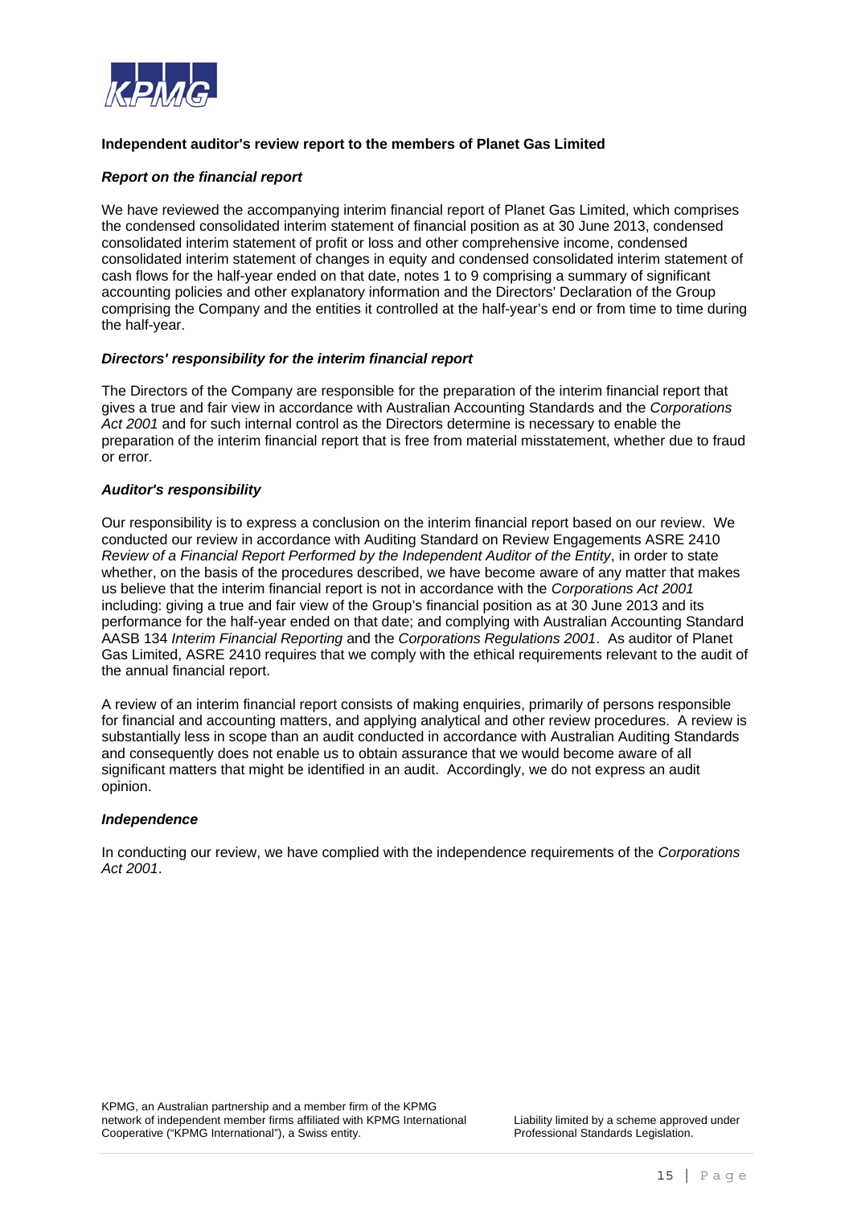## Independent auditor's review report to the members of Planet Gas Limited

### *Report on the financial report*

We have reviewed the accompanying interim financial report of Planet Gas Limited, which comprises the condensed consolidated interim statement of financial position as at 30 June 2013, condensed consolidated interim statement of profit or loss and other comprehensive income, condensed consolidated interim statement of changes in equity and condensed consolidated interim statement of cash flows for the half-year ended on that date, notes 1 to 9 comprising a summary of significant accounting policies and other explanatory information and the Directors' Declaration of the Group comprising the Company and the entities it controlled at the half-year's end or from time to time during the half-year.

### *Directors' responsibility for the interim financial report*

The Directors of the Company are responsible for the preparation of the interim financial report that gives a true and fair view in accordance with Australian Accounting Standards and the *Corporations Act 2001* and for such internal control as the Directors determine is necessary to enable the preparation of the interim financial report that is free from material misstatement, whether due to fraud or error.

### *Auditor's responsibility*

Our responsibility is to express a conclusion on the interim financial report based on our review. We conducted our review in accordance with Auditing Standard on Review Engagements ASRE 2410 *Review of a Financial Report Performed by the Independent Auditor of the Entity*, in order to state whether, on the basis of the procedures described, we have become aware of any matter that makes us believe that the interim financial report is not in accordance with the *Corporations Act 2001* including: giving a true and fair view of the Group's financial position as at 30 June 2013 and its performance for the half-year ended on that date; and complying with Australian Accounting Standard AASB 134 *Interim Financial Reporting* and the *Corporations Regulations 2001*. As auditor of Planet Gas Limited, ASRE 2410 requires that we comply with the ethical requirements relevant to the audit of the annual financial report.

A review of an interim financial report consists of making enquiries, primarily of persons responsible for financial and accounting matters, and applying analytical and other review procedures. A review is substantially less in scope than an audit conducted in accordance with Australian Auditing Standards and consequently does not enable us to obtain assurance that we would become aware of all significant matters that might be identified in an audit. Accordingly, we do not express an audit opinion.

### *Independence*

In conducting our review, we have complied with the independence requirements of the *Corporations Act 2001*.

KPMG, an Australian partnership and a member firm of the KPMG network of independent member firms affiliated with KPMG International Cooperative ("KPMG International"), a Swiss entity.

Liability limited by a scheme approved under Professional Standards Legislation.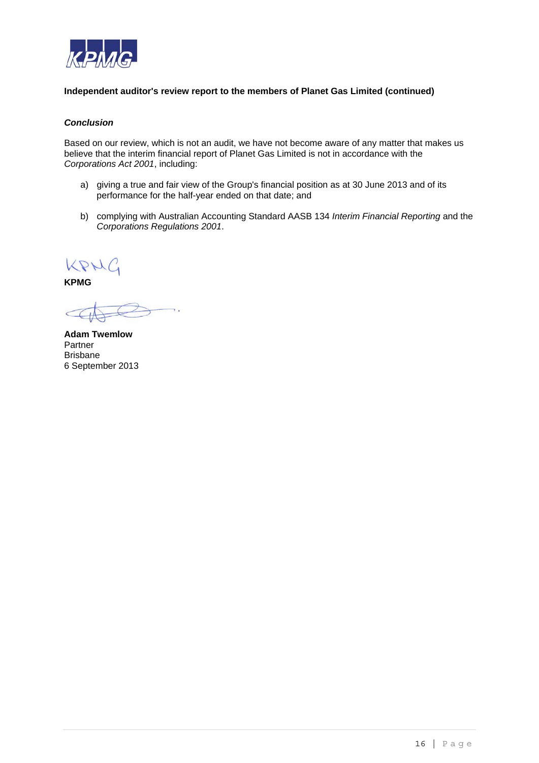**Independent auditor's review report to the members of Planet Gas Limited (continued)**

***Conclusion***

Based on our review, which is not an audit, we have not become aware of any matter that makes us believe that the interim financial report of Planet Gas Limited is not in accordance with the *Corporations Act 2001*, including:

a) giving a true and fair view of the Group's financial position as at 30 June 2013 and of its performance for the half-year ended on that date; and

b) complying with Australian Accounting Standard AASB 134 *Interim Financial Reporting* and the *Corporations Regulations 2001*.

KPMG

**KPMG**

**Adam Twemlow**
Partner
Brisbane
6 September 2013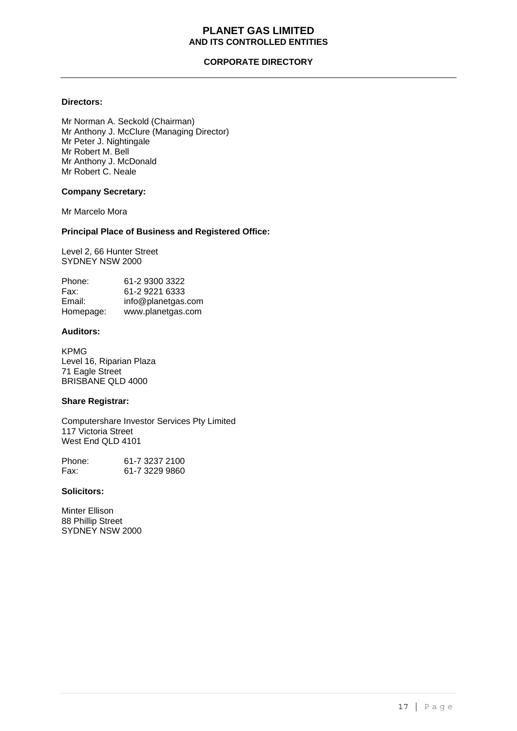# PLANET GAS LIMITED
## AND ITS CONTROLLED ENTITIES

### CORPORATE DIRECTORY

**Directors:**

Mr Norman A. Seckold (Chairman)
Mr Anthony J. McClure (Managing Director)
Mr Peter J. Nightingale
Mr Robert M. Bell
Mr Anthony J. McDonald
Mr Robert C. Neale

**Company Secretary:**

Mr Marcelo Mora

**Principal Place of Business and Registered Office:**

Level 2, 66 Hunter Street
SYDNEY NSW 2000

| | |
|---|---|
| Phone: | 61-2 9300 3322 |
| Fax: | 61-2 9221 6333 |
| Email: | info@planetgas.com |
| Homepage: | www.planetgas.com |

**Auditors:**

KPMG
Level 16, Riparian Plaza
71 Eagle Street
BRISBANE QLD 4000

**Share Registrar:**

Computershare Investor Services Pty Limited
117 Victoria Street
West End QLD 4101

| | |
|---|---|
| Phone: | 61-7 3237 2100 |
| Fax: | 61-7 3229 9860 |

**Solicitors:**

Minter Ellison
88 Phillip Street
SYDNEY NSW 2000